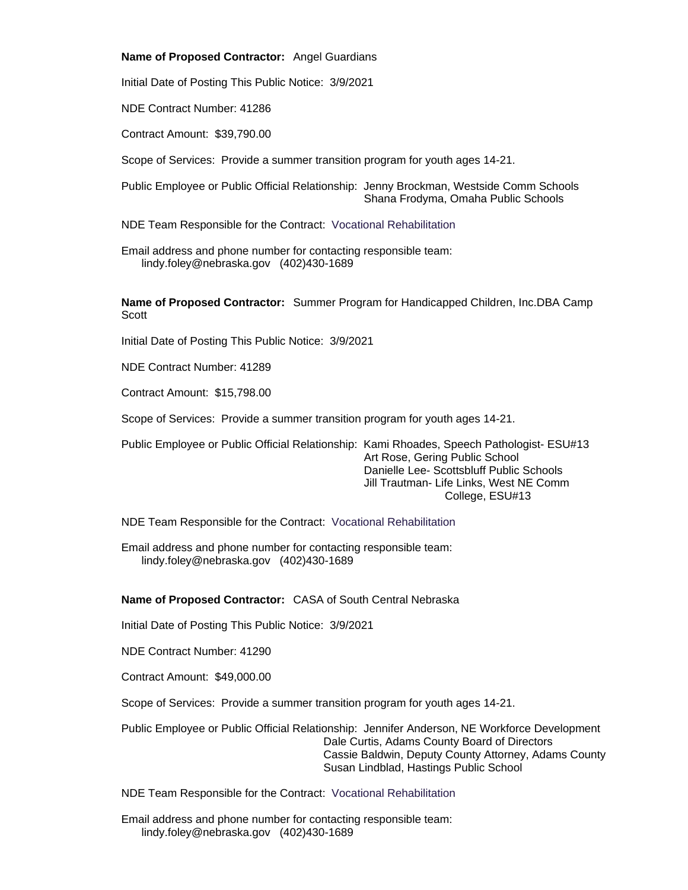**Name of Proposed Contractor:** Angel Guardians

Initial Date of Posting This Public Notice: 3/9/2021

NDE Contract Number: 41286

Contract Amount: $39,790.00

Scope of Services: Provide a summer transition program for youth ages 14-21.

Public Employee or Public Official Relationship: Jenny Brockman, Westside Comm Schools
Shana Frodyma, Omaha Public Schools

NDE Team Responsible for the Contract: Vocational Rehabilitation

Email address and phone number for contacting responsible team:
lindy.foley@nebraska.gov (402)430-1689

**Name of Proposed Contractor:** Summer Program for Handicapped Children, Inc.DBA Camp Scott

Initial Date of Posting This Public Notice: 3/9/2021

NDE Contract Number: 41289

Contract Amount: $15,798.00

Scope of Services: Provide a summer transition program for youth ages 14-21.

Public Employee or Public Official Relationship: Kami Rhoades, Speech Pathologist- ESU#13
Art Rose, Gering Public School
Danielle Lee- Scottsbluff Public Schools
Jill Trautman- Life Links, West NE Comm College, ESU#13

NDE Team Responsible for the Contract: Vocational Rehabilitation

Email address and phone number for contacting responsible team:
lindy.foley@nebraska.gov (402)430-1689

**Name of Proposed Contractor:** CASA of South Central Nebraska

Initial Date of Posting This Public Notice: 3/9/2021

NDE Contract Number: 41290

Contract Amount: $49,000.00

Scope of Services: Provide a summer transition program for youth ages 14-21.

Public Employee or Public Official Relationship: Jennifer Anderson, NE Workforce Development
Dale Curtis, Adams County Board of Directors
Cassie Baldwin, Deputy County Attorney, Adams County
Susan Lindblad, Hastings Public School

NDE Team Responsible for the Contract: Vocational Rehabilitation

Email address and phone number for contacting responsible team:
lindy.foley@nebraska.gov (402)430-1689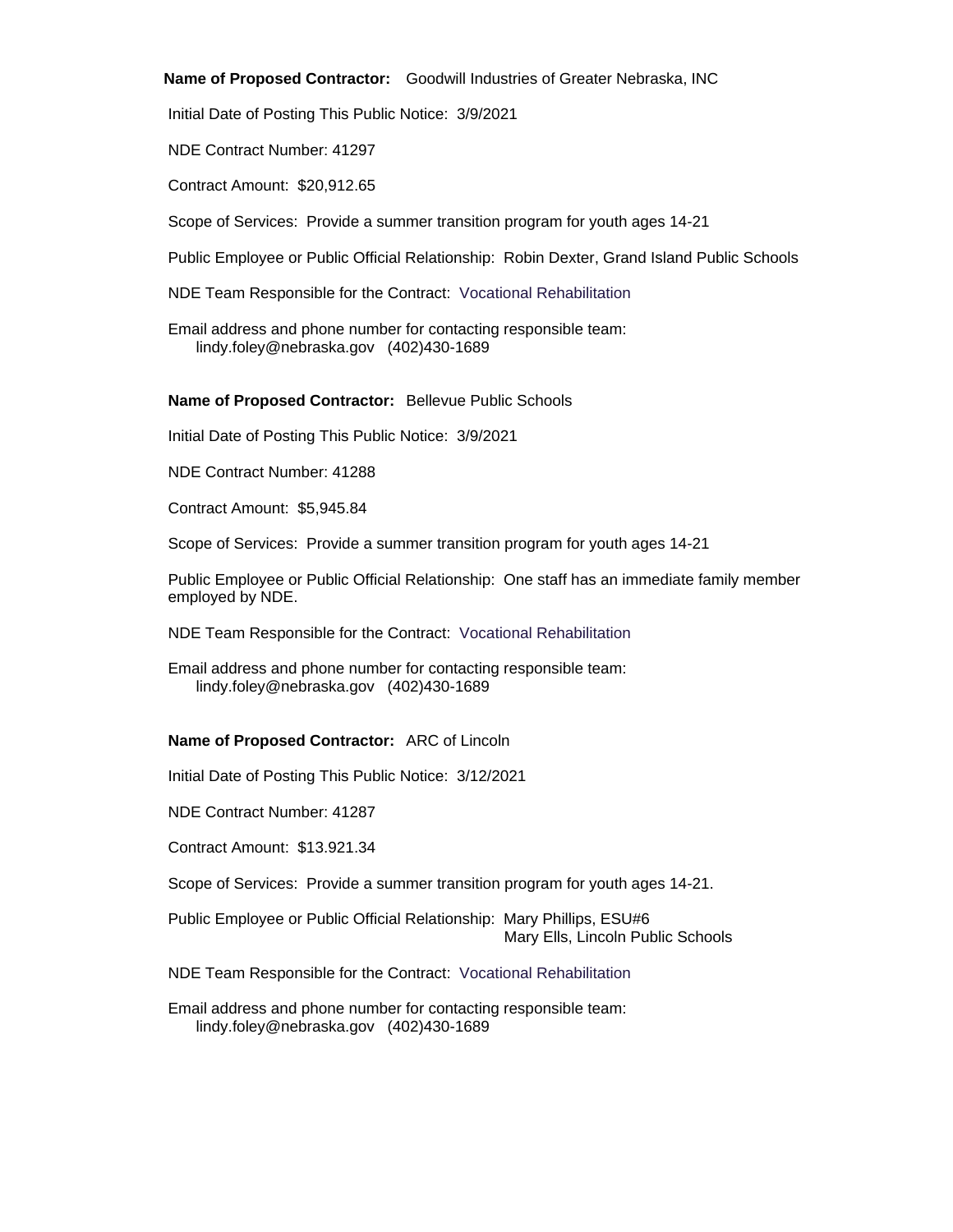**Name of Proposed Contractor:** Goodwill Industries of Greater Nebraska, INC

Initial Date of Posting This Public Notice: 3/9/2021

NDE Contract Number: 41297

Contract Amount: $20,912.65

Scope of Services: Provide a summer transition program for youth ages 14-21

Public Employee or Public Official Relationship: Robin Dexter, Grand Island Public Schools

NDE Team Responsible for the Contract: Vocational Rehabilitation

Email address and phone number for contacting responsible team:
lindy.foley@nebraska.gov (402)430-1689

**Name of Proposed Contractor:** Bellevue Public Schools

Initial Date of Posting This Public Notice: 3/9/2021

NDE Contract Number: 41288

Contract Amount: $5,945.84

Scope of Services: Provide a summer transition program for youth ages 14-21

Public Employee or Public Official Relationship: One staff has an immediate family member employed by NDE.

NDE Team Responsible for the Contract: Vocational Rehabilitation

Email address and phone number for contacting responsible team:
lindy.foley@nebraska.gov (402)430-1689

**Name of Proposed Contractor:** ARC of Lincoln

Initial Date of Posting This Public Notice: 3/12/2021

NDE Contract Number: 41287

Contract Amount: $13.921.34

Scope of Services: Provide a summer transition program for youth ages 14-21.

Public Employee or Public Official Relationship: Mary Phillips, ESU#6
Mary Ells, Lincoln Public Schools

NDE Team Responsible for the Contract: Vocational Rehabilitation

Email address and phone number for contacting responsible team:
lindy.foley@nebraska.gov (402)430-1689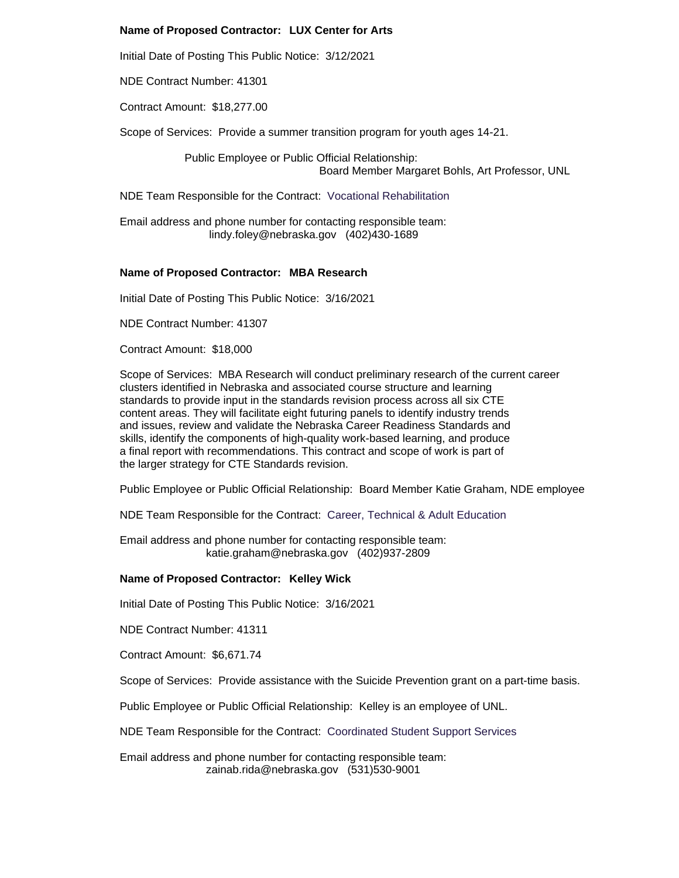**Name of Proposed Contractor: LUX Center for Arts**

Initial Date of Posting This Public Notice: 3/12/2021

NDE Contract Number: 41301

Contract Amount: $18,277.00

Scope of Services: Provide a summer transition program for youth ages 14-21.

Public Employee or Public Official Relationship:
Board Member Margaret Bohls, Art Professor, UNL

NDE Team Responsible for the Contract: Vocational Rehabilitation

Email address and phone number for contacting responsible team:
lindy.foley@nebraska.gov (402)430-1689

**Name of Proposed Contractor: MBA Research**

Initial Date of Posting This Public Notice: 3/16/2021

NDE Contract Number: 41307

Contract Amount: $18,000

Scope of Services: MBA Research will conduct preliminary research of the current career clusters identified in Nebraska and associated course structure and learning standards to provide input in the standards revision process across all six CTE content areas. They will facilitate eight futuring panels to identify industry trends and issues, review and validate the Nebraska Career Readiness Standards and skills, identify the components of high-quality work-based learning, and produce a final report with recommendations. This contract and scope of work is part of the larger strategy for CTE Standards revision.

Public Employee or Public Official Relationship: Board Member Katie Graham, NDE employee

NDE Team Responsible for the Contract: Career, Technical & Adult Education

Email address and phone number for contacting responsible team:
katie.graham@nebraska.gov (402)937-2809

**Name of Proposed Contractor: Kelley Wick**

Initial Date of Posting This Public Notice: 3/16/2021

NDE Contract Number: 41311

Contract Amount: $6,671.74

Scope of Services: Provide assistance with the Suicide Prevention grant on a part-time basis.

Public Employee or Public Official Relationship: Kelley is an employee of UNL.

NDE Team Responsible for the Contract: Coordinated Student Support Services

Email address and phone number for contacting responsible team:
zainab.rida@nebraska.gov (531)530-9001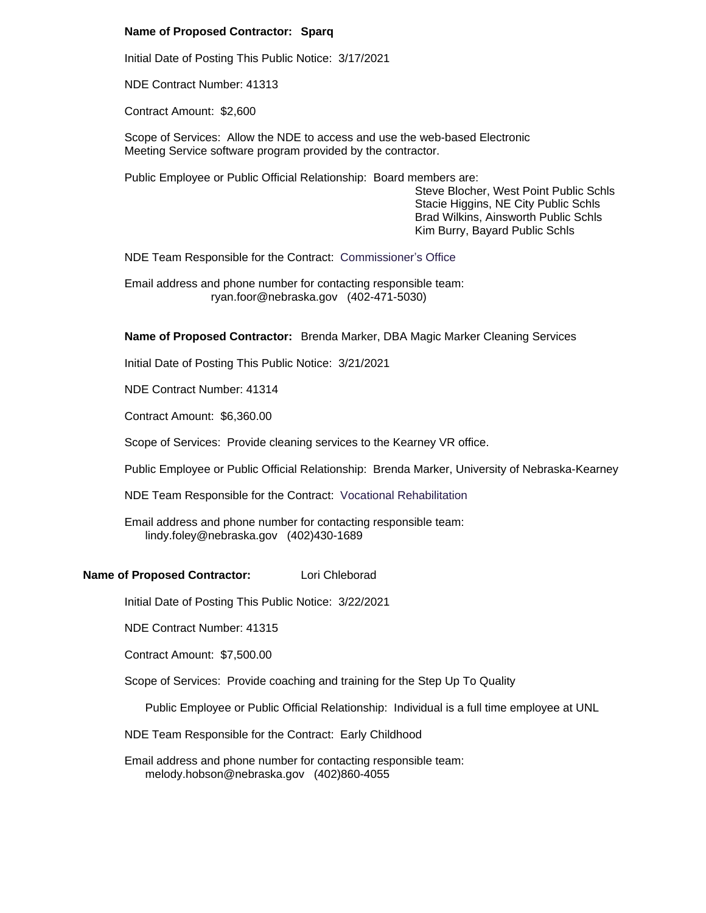**Name of Proposed Contractor:** **Sparq**

Initial Date of Posting This Public Notice: 3/17/2021

NDE Contract Number: 41313

Contract Amount: $2,600

Scope of Services: Allow the NDE to access and use the web-based Electronic Meeting Service software program provided by the contractor.

Public Employee or Public Official Relationship: Board members are:

Steve Blocher, West Point Public Schls
Stacie Higgins, NE City Public Schls
Brad Wilkins, Ainsworth Public Schls
Kim Burry, Bayard Public Schls

NDE Team Responsible for the Contract: Commissioner's Office

Email address and phone number for contacting responsible team:
ryan.foor@nebraska.gov (402-471-5030)

**Name of Proposed Contractor:** Brenda Marker, DBA Magic Marker Cleaning Services

Initial Date of Posting This Public Notice: 3/21/2021

NDE Contract Number: 41314

Contract Amount: $6,360.00

Scope of Services: Provide cleaning services to the Kearney VR office.

Public Employee or Public Official Relationship: Brenda Marker, University of Nebraska-Kearney

NDE Team Responsible for the Contract: Vocational Rehabilitation

Email address and phone number for contacting responsible team:
lindy.foley@nebraska.gov (402)430-1689

**Name of Proposed Contractor:** Lori Chleborad

Initial Date of Posting This Public Notice: 3/22/2021

NDE Contract Number: 41315

Contract Amount: $7,500.00

Scope of Services: Provide coaching and training for the Step Up To Quality

Public Employee or Public Official Relationship: Individual is a full time employee at UNL

NDE Team Responsible for the Contract: Early Childhood

Email address and phone number for contacting responsible team:
melody.hobson@nebraska.gov (402)860-4055